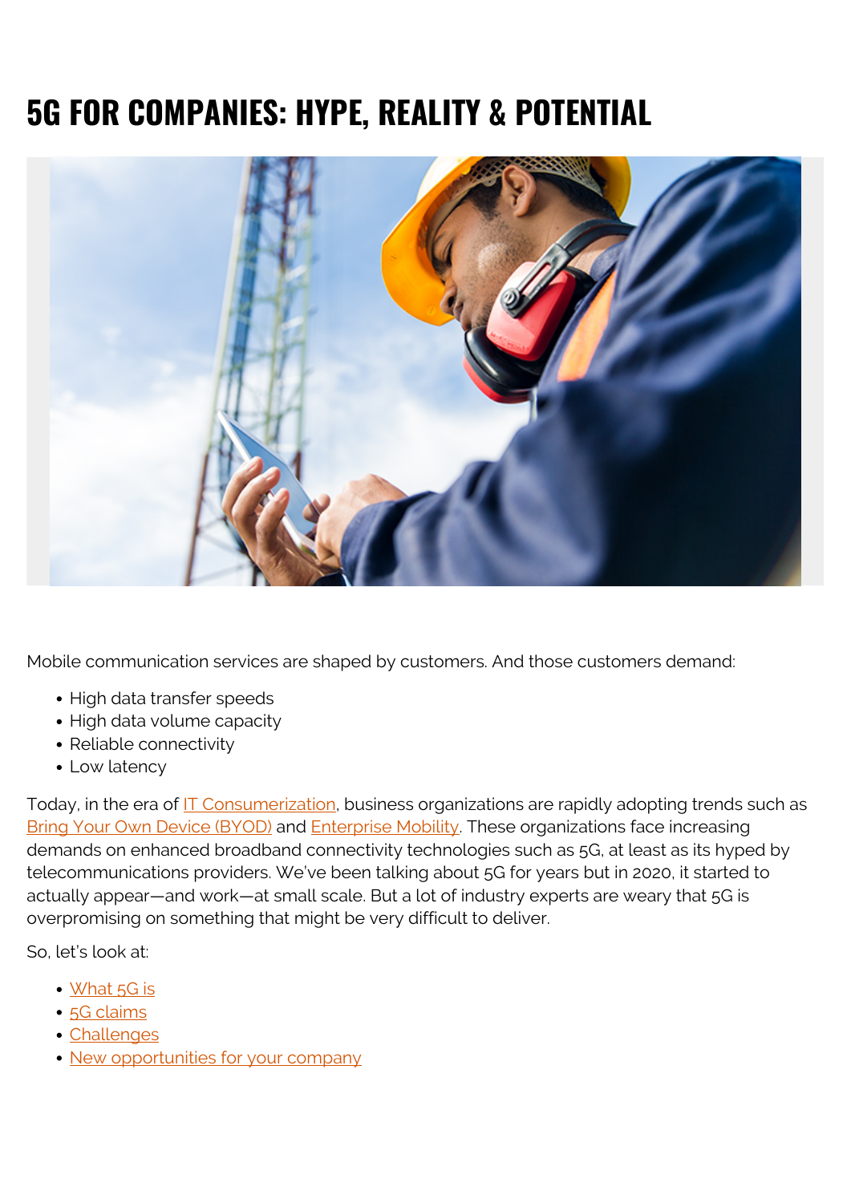# 5G FOR COMPANIES: HYPE, REALITY & POTENTIAL

Mobile communication services are shaped by customers. And those customers demand:

- High data transfer speeds
- High data volume capacity
- Reliable connectivity
- Low latency

Today, in the era of IT Consumerization, business organizations are rapidly adopting trends such as Bring Your Own Device (BYOD) and Enterprise Mobility. These organizations face increasing demands on enhanced broadband connectivity technologies such as 5G, at least as its hyped by telecommunications providers. We've been talking about 5G for years but in 2020, it started to actually appear—and work—at small scale. But a lot of industry experts are weary that 5G is overpromising on something that might be very difficult to deliver.

So, let's look at:

- What 5G is
- 5G claims
- Challenges
- New opportunities for your company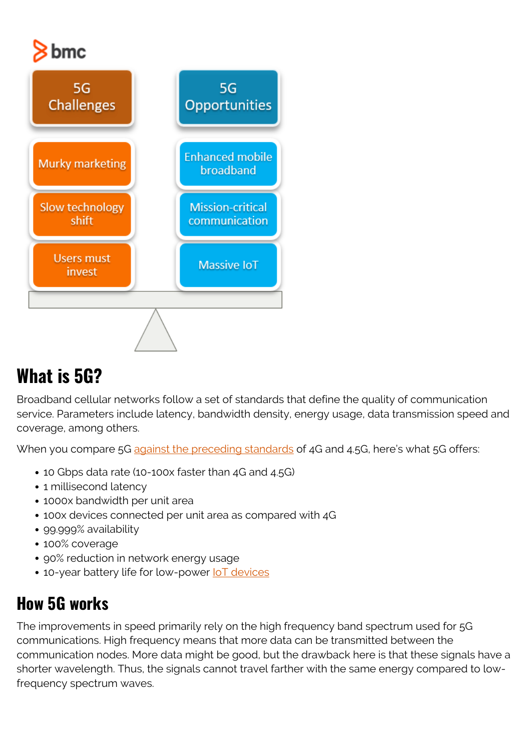bmc

| 5G Challenges | 5G Opportunities |
| --- | --- |
| Murky marketing | Enhanced mobile broadband |
| Slow technology shift | Mission-critical communication |
| Users must invest | Massive IoT |

## What is 5G?

Broadband cellular networks follow a set of standards that define the quality of communication service. Parameters include latency, bandwidth density, energy usage, data transmission speed and coverage, among others.

When you compare 5G against the preceding standards of 4G and 4.5G, here's what 5G offers:

- 10 Gbps data rate (10-100x faster than 4G and 4.5G)
- 1 millisecond latency
- 1000x bandwidth per unit area
- 100x devices connected per unit area as compared with 4G
- 99.999% availability
- 100% coverage
- 90% reduction in network energy usage
- 10-year battery life for low-power IoT devices

## How 5G works

The improvements in speed primarily rely on the high frequency band spectrum used for 5G communications. High frequency means that more data can be transmitted between the communication nodes. More data might be good, but the drawback here is that these signals have a shorter wavelength. Thus, the signals cannot travel farther with the same energy compared to low-frequency spectrum waves.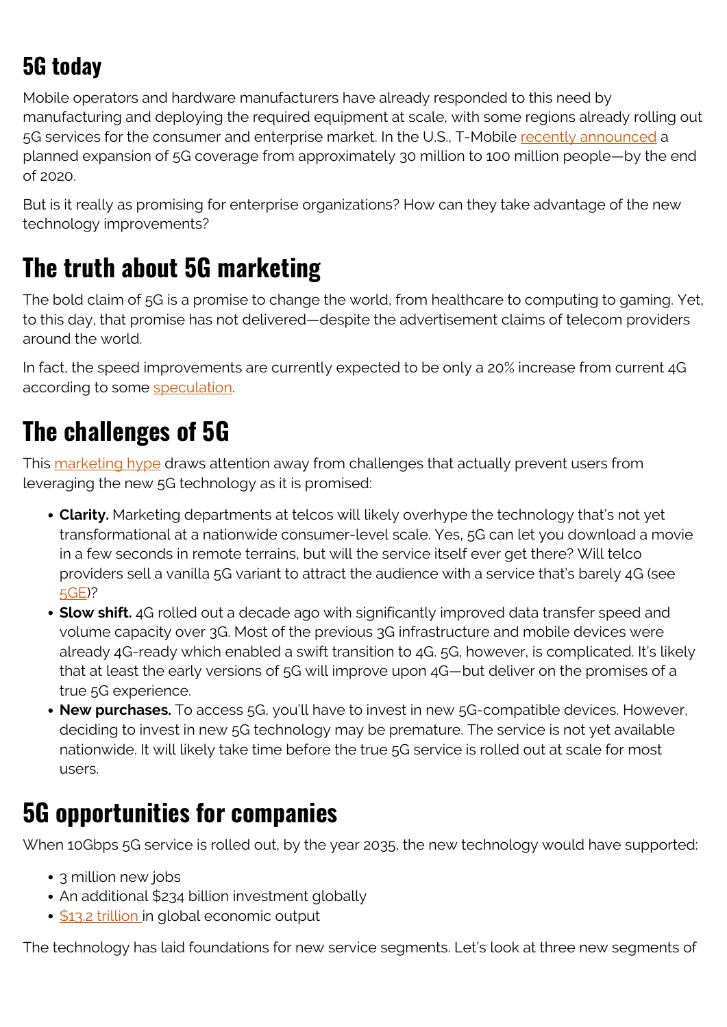## 5G today

Mobile operators and hardware manufacturers have already responded to this need by manufacturing and deploying the required equipment at scale, with some regions already rolling out 5G services for the consumer and enterprise market. In the U.S., T-Mobile recently announced a planned expansion of 5G coverage from approximately 30 million to 100 million people—by the end of 2020.

But is it really as promising for enterprise organizations? How can they take advantage of the new technology improvements?

# The truth about 5G marketing

The bold claim of 5G is a promise to change the world, from healthcare to computing to gaming. Yet, to this day, that promise has not delivered—despite the advertisement claims of telecom providers around the world.

In fact, the speed improvements are currently expected to be only a 20% increase from current 4G according to some speculation.

# The challenges of 5G

This marketing hype draws attention away from challenges that actually prevent users from leveraging the new 5G technology as it is promised:

- **Clarity.** Marketing departments at telcos will likely overhype the technology that's not yet transformational at a nationwide consumer-level scale. Yes, 5G can let you download a movie in a few seconds in remote terrains, but will the service itself ever get there? Will telco providers sell a vanilla 5G variant to attract the audience with a service that's barely 4G (see 5GE)?
- **Slow shift.** 4G rolled out a decade ago with significantly improved data transfer speed and volume capacity over 3G. Most of the previous 3G infrastructure and mobile devices were already 4G-ready which enabled a swift transition to 4G. 5G, however, is complicated. It's likely that at least the early versions of 5G will improve upon 4G—but deliver on the promises of a true 5G experience.
- **New purchases.** To access 5G, you'll have to invest in new 5G-compatible devices. However, deciding to invest in new 5G technology may be premature. The service is not yet available nationwide. It will likely take time before the true 5G service is rolled out at scale for most users.

# 5G opportunities for companies

When 10Gbps 5G service is rolled out, by the year 2035, the new technology would have supported:

- 3 million new jobs
- An additional $234 billion investment globally
- $13.2 trillion in global economic output

The technology has laid foundations for new service segments. Let's look at three new segments of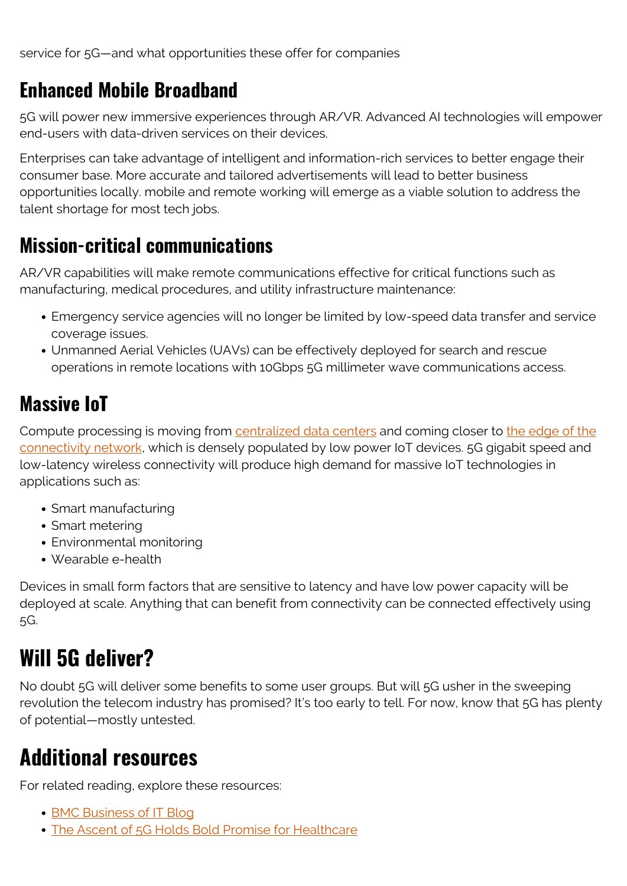service for 5G—and what opportunities these offer for companies

## Enhanced Mobile Broadband

5G will power new immersive experiences through AR/VR. Advanced AI technologies will empower end-users with data-driven services on their devices.

Enterprises can take advantage of intelligent and information-rich services to better engage their consumer base. More accurate and tailored advertisements will lead to better business opportunities locally. mobile and remote working will emerge as a viable solution to address the talent shortage for most tech jobs.

## Mission-critical communications

AR/VR capabilities will make remote communications effective for critical functions such as manufacturing, medical procedures, and utility infrastructure maintenance:

- Emergency service agencies will no longer be limited by low-speed data transfer and service coverage issues.
- Unmanned Aerial Vehicles (UAVs) can be effectively deployed for search and rescue operations in remote locations with 10Gbps 5G millimeter wave communications access.

## Massive IoT

Compute processing is moving from centralized data centers and coming closer to the edge of the connectivity network, which is densely populated by low power IoT devices. 5G gigabit speed and low-latency wireless connectivity will produce high demand for massive IoT technologies in applications such as:

- Smart manufacturing
- Smart metering
- Environmental monitoring
- Wearable e-health

Devices in small form factors that are sensitive to latency and have low power capacity will be deployed at scale. Anything that can benefit from connectivity can be connected effectively using 5G.

# Will 5G deliver?

No doubt 5G will deliver some benefits to some user groups. But will 5G usher in the sweeping revolution the telecom industry has promised? It's too early to tell. For now, know that 5G has plenty of potential—mostly untested.

# Additional resources

For related reading, explore these resources:

- BMC Business of IT Blog
- The Ascent of 5G Holds Bold Promise for Healthcare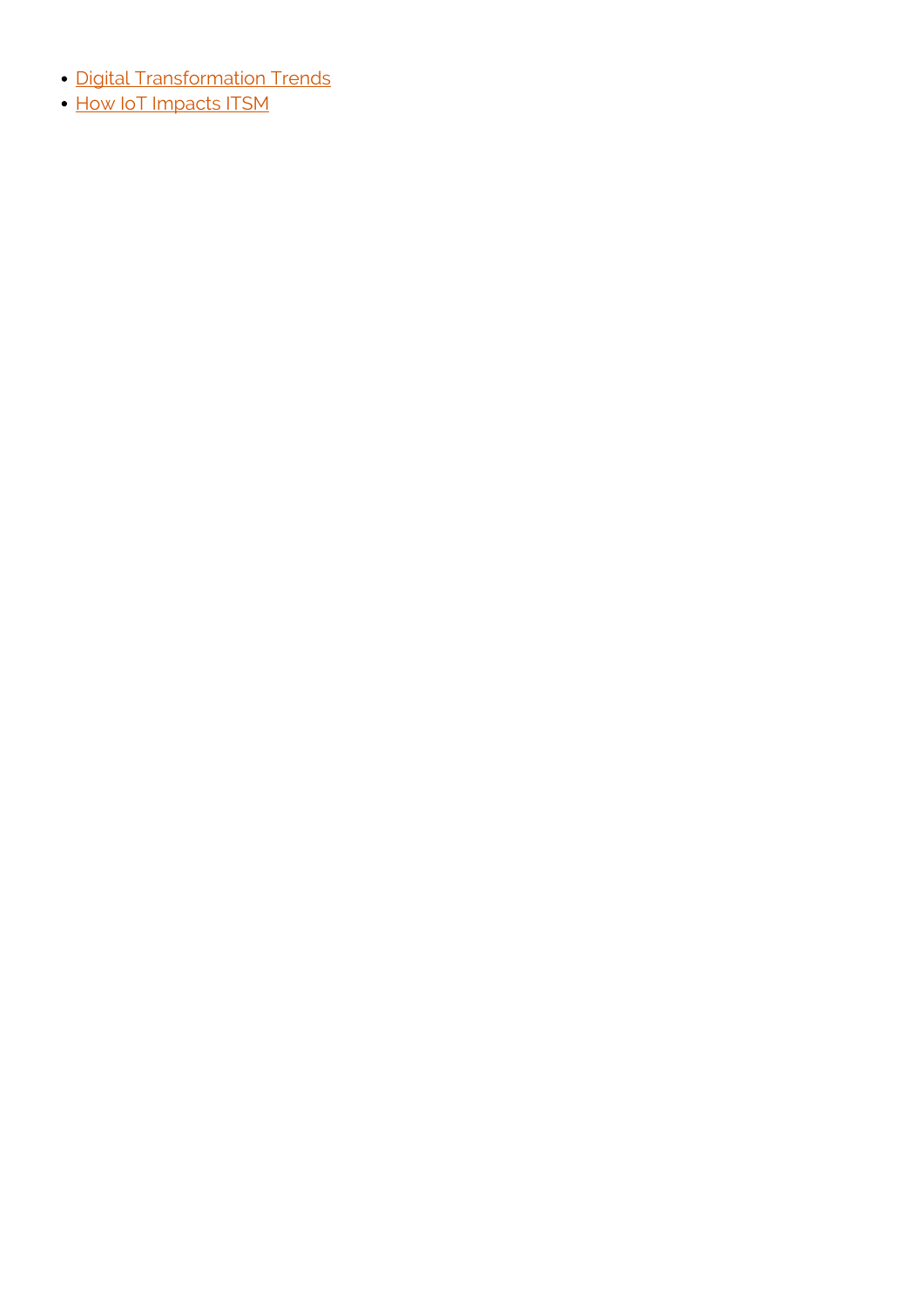- Digital Transformation Trends
- How IoT Impacts ITSM